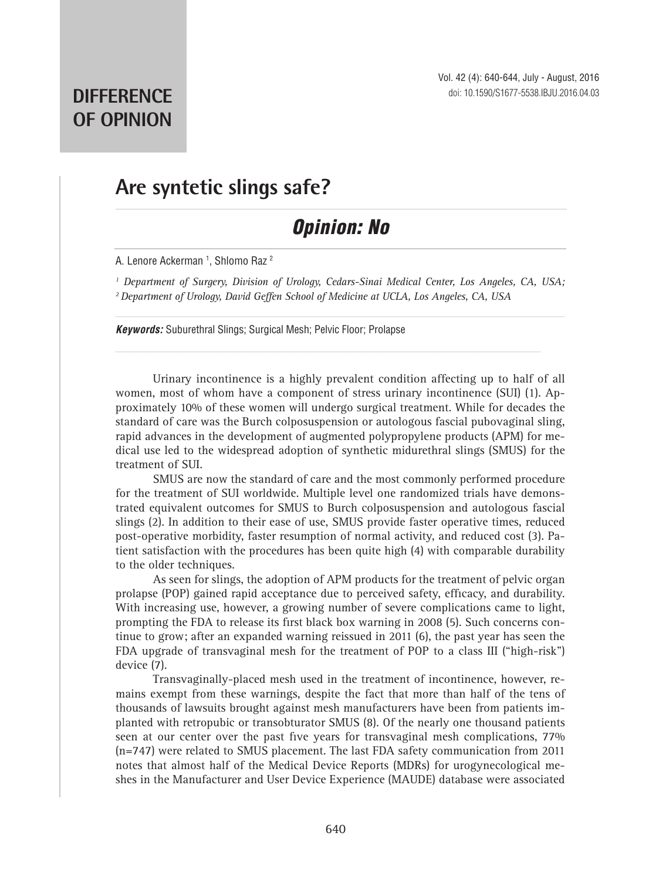# DIFFERENCE OF OPINION

## Are syntetic slings safe?

### *Opinion: No*

A. Lenore Ackerman [1], Shlomo Raz [2]

[1] *Department of Surgery, Division of Urology, Cedars-Sinai Medical Center, Los Angeles, CA, USA;*
[2] *Department of Urology, David Geffen School of Medicine at UCLA, Los Angeles, CA, USA*

***Keywords:*** Suburethral Slings; Surgical Mesh; Pelvic Floor; Prolapse

---

Urinary incontinence is a highly prevalent condition affecting up to half of all women, most of whom have a component of stress urinary incontinence (SUI) (1). Approximately 10% of these women will undergo surgical treatment. While for decades the standard of care was the Burch colposuspension or autologous fascial pubovaginal sling, rapid advances in the development of augmented polypropylene products (APM) for medical use led to the widespread adoption of synthetic midurethral slings (SMUS) for the treatment of SUI.

SMUS are now the standard of care and the most commonly performed procedure for the treatment of SUI worldwide. Multiple level one randomized trials have demonstrated equivalent outcomes for SMUS to Burch colposuspension and autologous fascial slings (2). In addition to their ease of use, SMUS provide faster operative times, reduced post-operative morbidity, faster resumption of normal activity, and reduced cost (3). Patient satisfaction with the procedures has been quite high (4) with comparable durability to the older techniques.

As seen for slings, the adoption of APM products for the treatment of pelvic organ prolapse (POP) gained rapid acceptance due to perceived safety, efficacy, and durability. With increasing use, however, a growing number of severe complications came to light, prompting the FDA to release its first black box warning in 2008 (5). Such concerns continue to grow; after an expanded warning reissued in 2011 (6), the past year has seen the FDA upgrade of transvaginal mesh for the treatment of POP to a class III ("high-risk") device (7).

Transvaginally-placed mesh used in the treatment of incontinence, however, remains exempt from these warnings, despite the fact that more than half of the tens of thousands of lawsuits brought against mesh manufacturers have been from patients implanted with retropubic or transobturator SMUS (8). Of the nearly one thousand patients seen at our center over the past five years for transvaginal mesh complications, 77% (n=747) were related to SMUS placement. The last FDA safety communication from 2011 notes that almost half of the Medical Device Reports (MDRs) for urogynecological meshes in the Manufacturer and User Device Experience (MAUDE) database were associated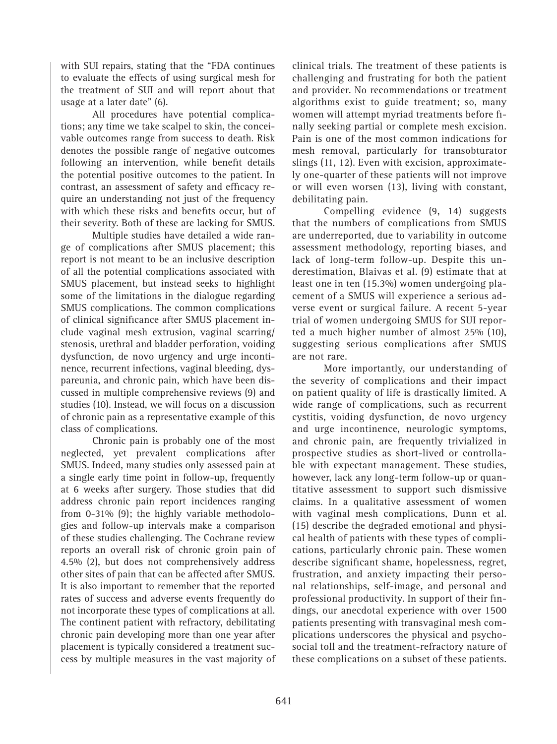with SUI repairs, stating that the "FDA continues to evaluate the effects of using surgical mesh for the treatment of SUI and will report about that usage at a later date" (6).

All procedures have potential complications; any time we take scalpel to skin, the conceivable outcomes range from success to death. Risk denotes the possible range of negative outcomes following an intervention, while benefit details the potential positive outcomes to the patient. In contrast, an assessment of safety and efficacy require an understanding not just of the frequency with which these risks and benefits occur, but of their severity. Both of these are lacking for SMUS.

Multiple studies have detailed a wide range of complications after SMUS placement; this report is not meant to be an inclusive description of all the potential complications associated with SMUS placement, but instead seeks to highlight some of the limitations in the dialogue regarding SMUS complications. The common complications of clinical significance after SMUS placement include vaginal mesh extrusion, vaginal scarring/stenosis, urethral and bladder perforation, voiding dysfunction, de novo urgency and urge incontinence, recurrent infections, vaginal bleeding, dyspareunia, and chronic pain, which have been discussed in multiple comprehensive reviews (9) and studies (10). Instead, we will focus on a discussion of chronic pain as a representative example of this class of complications.

Chronic pain is probably one of the most neglected, yet prevalent complications after SMUS. Indeed, many studies only assessed pain at a single early time point in follow-up, frequently at 6 weeks after surgery. Those studies that did address chronic pain report incidences ranging from 0-31% (9); the highly variable methodologies and follow-up intervals make a comparison of these studies challenging. The Cochrane review reports an overall risk of chronic groin pain of 4.5% (2), but does not comprehensively address other sites of pain that can be affected after SMUS. It is also important to remember that the reported rates of success and adverse events frequently do not incorporate these types of complications at all. The continent patient with refractory, debilitating chronic pain developing more than one year after placement is typically considered a treatment success by multiple measures in the vast majority of clinical trials. The treatment of these patients is challenging and frustrating for both the patient and provider. No recommendations or treatment algorithms exist to guide treatment; so, many women will attempt myriad treatments before finally seeking partial or complete mesh excision. Pain is one of the most common indications for mesh removal, particularly for transobturator slings (11, 12). Even with excision, approximately one-quarter of these patients will not improve or will even worsen (13), living with constant, debilitating pain.

Compelling evidence (9, 14) suggests that the numbers of complications from SMUS are underreported, due to variability in outcome assessment methodology, reporting biases, and lack of long-term follow-up. Despite this underestimation, Blaivas et al. (9) estimate that at least one in ten (15.3%) women undergoing placement of a SMUS will experience a serious adverse event or surgical failure. A recent 5-year trial of women undergoing SMUS for SUI reported a much higher number of almost 25% (10), suggesting serious complications after SMUS are not rare.

More importantly, our understanding of the severity of complications and their impact on patient quality of life is drastically limited. A wide range of complications, such as recurrent cystitis, voiding dysfunction, de novo urgency and urge incontinence, neurologic symptoms, and chronic pain, are frequently trivialized in prospective studies as short-lived or controllable with expectant management. These studies, however, lack any long-term follow-up or quantitative assessment to support such dismissive claims. In a qualitative assessment of women with vaginal mesh complications, Dunn et al. (15) describe the degraded emotional and physical health of patients with these types of complications, particularly chronic pain. These women describe significant shame, hopelessness, regret, frustration, and anxiety impacting their personal relationships, self-image, and personal and professional productivity. In support of their findings, our anecdotal experience with over 1500 patients presenting with transvaginal mesh complications underscores the physical and psychosocial toll and the treatment-refractory nature of these complications on a subset of these patients.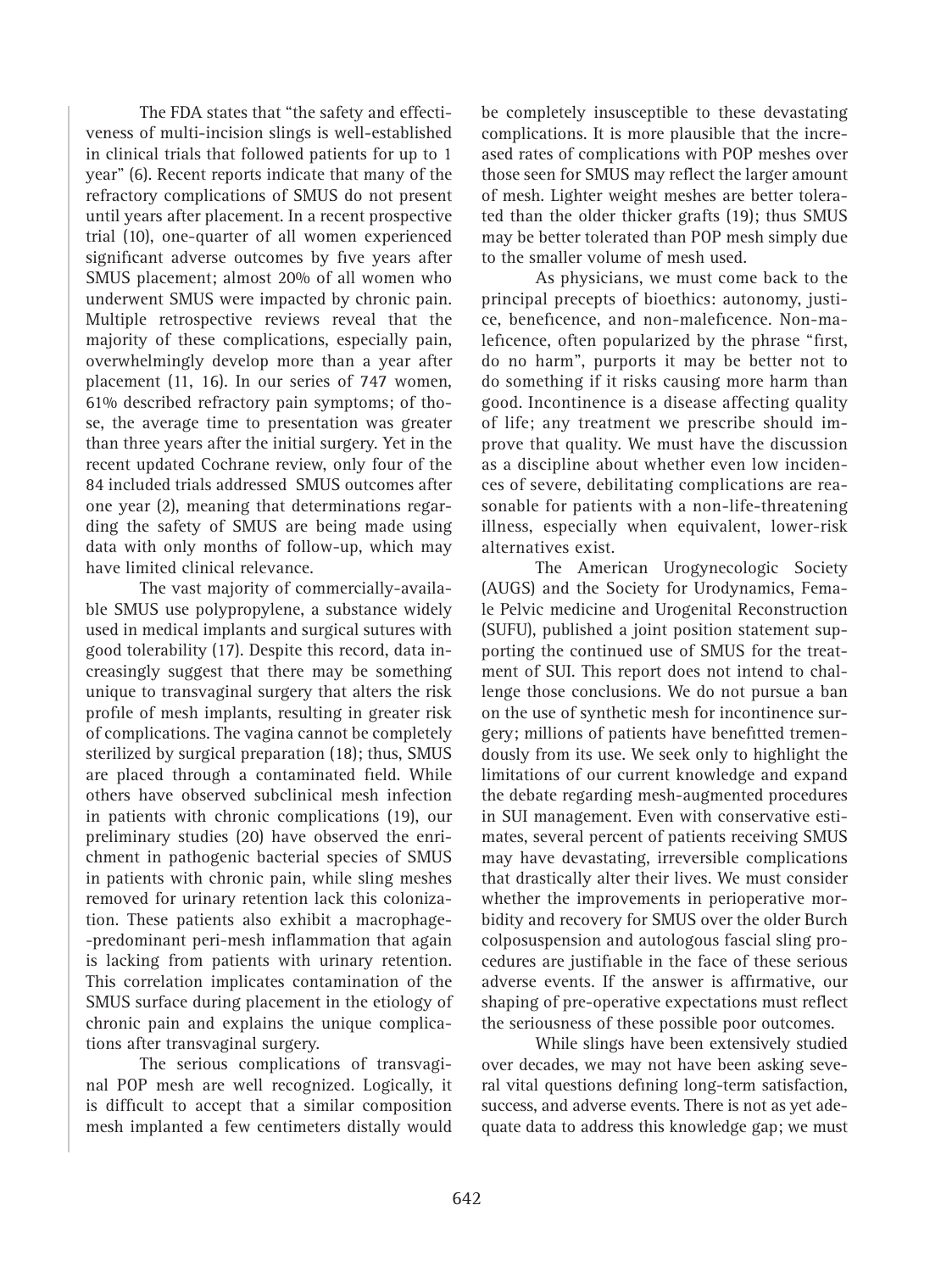The FDA states that "the safety and effectiveness of multi-incision slings is well-established in clinical trials that followed patients for up to 1 year" (6). Recent reports indicate that many of the refractory complications of SMUS do not present until years after placement. In a recent prospective trial (10), one-quarter of all women experienced significant adverse outcomes by five years after SMUS placement; almost 20% of all women who underwent SMUS were impacted by chronic pain. Multiple retrospective reviews reveal that the majority of these complications, especially pain, overwhelmingly develop more than a year after placement (11, 16). In our series of 747 women, 61% described refractory pain symptoms; of those, the average time to presentation was greater than three years after the initial surgery. Yet in the recent updated Cochrane review, only four of the 84 included trials addressed SMUS outcomes after one year (2), meaning that determinations regarding the safety of SMUS are being made using data with only months of follow-up, which may have limited clinical relevance.

The vast majority of commercially-available SMUS use polypropylene, a substance widely used in medical implants and surgical sutures with good tolerability (17). Despite this record, data increasingly suggest that there may be something unique to transvaginal surgery that alters the risk profile of mesh implants, resulting in greater risk of complications. The vagina cannot be completely sterilized by surgical preparation (18); thus, SMUS are placed through a contaminated field. While others have observed subclinical mesh infection in patients with chronic complications (19), our preliminary studies (20) have observed the enrichment in pathogenic bacterial species of SMUS in patients with chronic pain, while sling meshes removed for urinary retention lack this colonization. These patients also exhibit a macrophage-predominant peri-mesh inflammation that again is lacking from patients with urinary retention. This correlation implicates contamination of the SMUS surface during placement in the etiology of chronic pain and explains the unique complications after transvaginal surgery.

The serious complications of transvaginal POP mesh are well recognized. Logically, it is difficult to accept that a similar composition mesh implanted a few centimeters distally would be completely insusceptible to these devastating complications. It is more plausible that the increased rates of complications with POP meshes over those seen for SMUS may reflect the larger amount of mesh. Lighter weight meshes are better tolerated than the older thicker grafts (19); thus SMUS may be better tolerated than POP mesh simply due to the smaller volume of mesh used.

As physicians, we must come back to the principal precepts of bioethics: autonomy, justice, beneficence, and non-maleficence. Non-maleficence, often popularized by the phrase "first, do no harm", purports it may be better not to do something if it risks causing more harm than good. Incontinence is a disease affecting quality of life; any treatment we prescribe should improve that quality. We must have the discussion as a discipline about whether even low incidences of severe, debilitating complications are reasonable for patients with a non-life-threatening illness, especially when equivalent, lower-risk alternatives exist.

The American Urogynecologic Society (AUGS) and the Society for Urodynamics, Female Pelvic medicine and Urogenital Reconstruction (SUFU), published a joint position statement supporting the continued use of SMUS for the treatment of SUI. This report does not intend to challenge those conclusions. We do not pursue a ban on the use of synthetic mesh for incontinence surgery; millions of patients have benefitted tremendously from its use. We seek only to highlight the limitations of our current knowledge and expand the debate regarding mesh-augmented procedures in SUI management. Even with conservative estimates, several percent of patients receiving SMUS may have devastating, irreversible complications that drastically alter their lives. We must consider whether the improvements in perioperative morbidity and recovery for SMUS over the older Burch colposuspension and autologous fascial sling procedures are justifiable in the face of these serious adverse events. If the answer is affirmative, our shaping of pre-operative expectations must reflect the seriousness of these possible poor outcomes.

While slings have been extensively studied over decades, we may not have been asking several vital questions defining long-term satisfaction, success, and adverse events. There is not as yet adequate data to address this knowledge gap; we must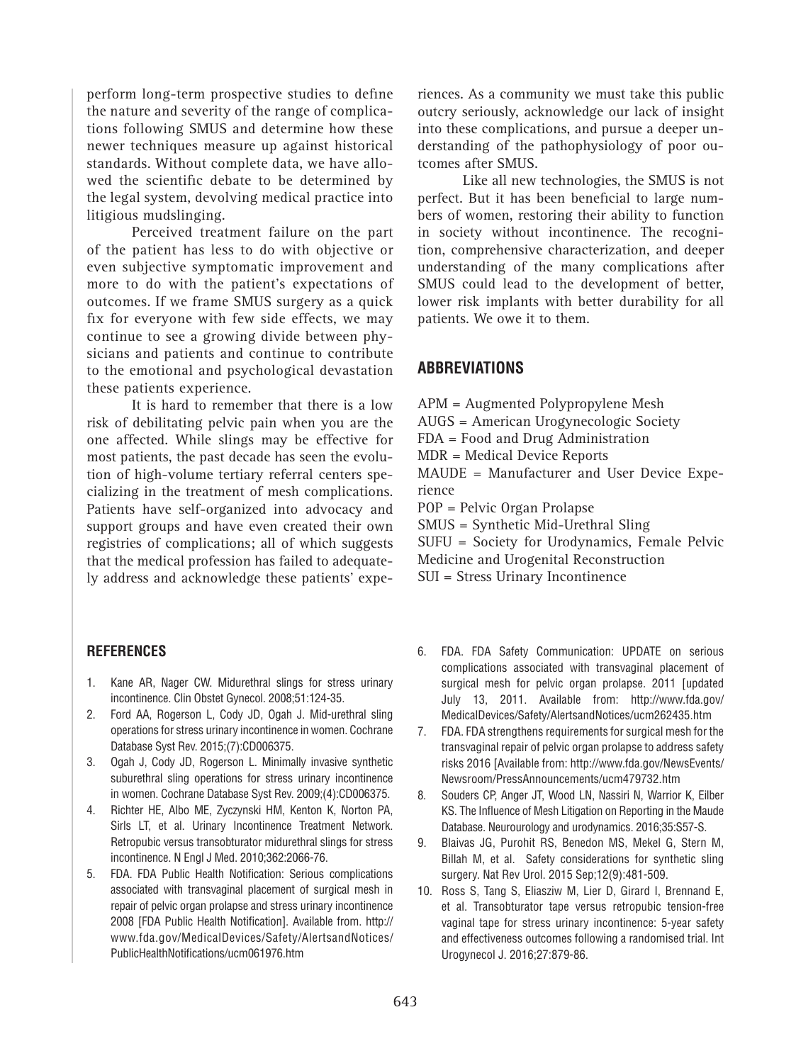perform long-term prospective studies to define the nature and severity of the range of complications following SMUS and determine how these newer techniques measure up against historical standards. Without complete data, we have allowed the scientific debate to be determined by the legal system, devolving medical practice into litigious mudslinging.

Perceived treatment failure on the part of the patient has less to do with objective or even subjective symptomatic improvement and more to do with the patient's expectations of outcomes. If we frame SMUS surgery as a quick fix for everyone with few side effects, we may continue to see a growing divide between physicians and patients and continue to contribute to the emotional and psychological devastation these patients experience.

It is hard to remember that there is a low risk of debilitating pelvic pain when you are the one affected. While slings may be effective for most patients, the past decade has seen the evolution of high-volume tertiary referral centers specializing in the treatment of mesh complications. Patients have self-organized into advocacy and support groups and have even created their own registries of complications; all of which suggests that the medical profession has failed to adequately address and acknowledge these patients' experiences. As a community we must take this public outcry seriously, acknowledge our lack of insight into these complications, and pursue a deeper understanding of the pathophysiology of poor outcomes after SMUS.

Like all new technologies, the SMUS is not perfect. But it has been beneficial to large numbers of women, restoring their ability to function in society without incontinence. The recognition, comprehensive characterization, and deeper understanding of the many complications after SMUS could lead to the development of better, lower risk implants with better durability for all patients. We owe it to them.

## ABBREVIATIONS

APM = Augmented Polypropylene Mesh
AUGS = American Urogynecologic Society
FDA = Food and Drug Administration
MDR = Medical Device Reports
MAUDE = Manufacturer and User Device Experience
POP = Pelvic Organ Prolapse
SMUS = Synthetic Mid-Urethral Sling
SUFU = Society for Urodynamics, Female Pelvic Medicine and Urogenital Reconstruction
SUI = Stress Urinary Incontinence

## REFERENCES

1. Kane AR, Nager CW. Midurethral slings for stress urinary incontinence. Clin Obstet Gynecol. 2008;51:124-35.
2. Ford AA, Rogerson L, Cody JD, Ogah J. Mid-urethral sling operations for stress urinary incontinence in women. Cochrane Database Syst Rev. 2015;(7):CD006375.
3. Ogah J, Cody JD, Rogerson L. Minimally invasive synthetic suburethral sling operations for stress urinary incontinence in women. Cochrane Database Syst Rev. 2009;(4):CD006375.
4. Richter HE, Albo ME, Zyczynski HM, Kenton K, Norton PA, Sirls LT, et al. Urinary Incontinence Treatment Network. Retropubic versus transobturator midurethral slings for stress incontinence. N Engl J Med. 2010;362:2066-76.
5. FDA. FDA Public Health Notification: Serious complications associated with transvaginal placement of surgical mesh in repair of pelvic organ prolapse and stress urinary incontinence 2008 [FDA Public Health Notification]. Available from. http://www.fda.gov/MedicalDevices/Safety/AlertsandNotices/PublicHealthNotifications/ucm061976.htm
6. FDA. FDA Safety Communication: UPDATE on serious complications associated with transvaginal placement of surgical mesh for pelvic organ prolapse. 2011 [updated July 13, 2011. Available from: http://www.fda.gov/MedicalDevices/Safety/AlertsandNotices/ucm262435.htm
7. FDA. FDA strengthens requirements for surgical mesh for the transvaginal repair of pelvic organ prolapse to address safety risks 2016 [Available from: http://www.fda.gov/NewsEvents/Newsroom/PressAnnouncements/ucm479732.htm
8. Souders CP, Anger JT, Wood LN, Nassiri N, Warrior K, Eilber KS. The Influence of Mesh Litigation on Reporting in the Maude Database. Neurourology and urodynamics. 2016;35:S57-S.
9. Blaivas JG, Purohit RS, Benedon MS, Mekel G, Stern M, Billah M, et al. Safety considerations for synthetic sling surgery. Nat Rev Urol. 2015 Sep;12(9):481-509.
10. Ross S, Tang S, Eliasziw M, Lier D, Girard I, Brennand E, et al. Transobturator tape versus retropubic tension-free vaginal tape for stress urinary incontinence: 5-year safety and effectiveness outcomes following a randomised trial. Int Urogynecol J. 2016;27:879-86.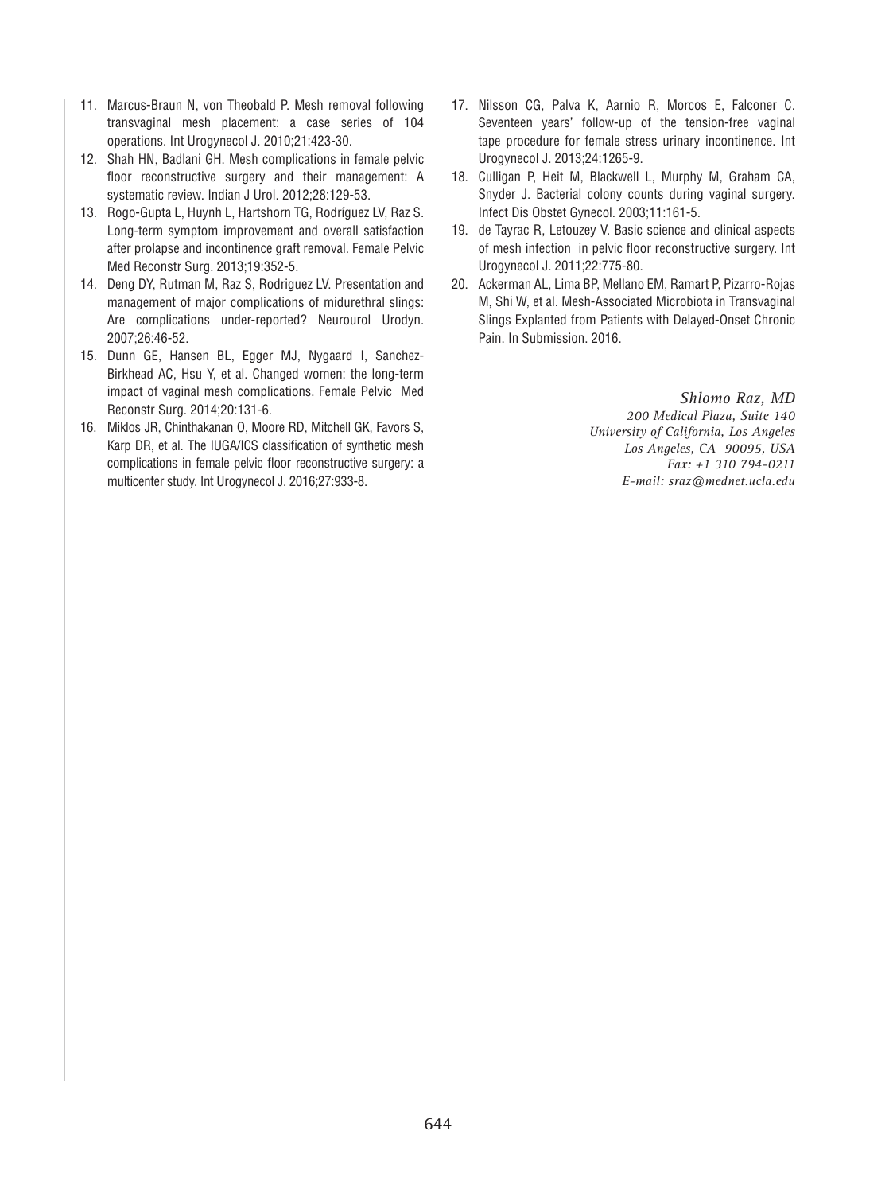11. Marcus-Braun N, von Theobald P. Mesh removal following transvaginal mesh placement: a case series of 104 operations. Int Urogynecol J. 2010;21:423-30.
12. Shah HN, Badlani GH. Mesh complications in female pelvic floor reconstructive surgery and their management: A systematic review. Indian J Urol. 2012;28:129-53.
13. Rogo-Gupta L, Huynh L, Hartshorn TG, Rodríguez LV, Raz S. Long-term symptom improvement and overall satisfaction after prolapse and incontinence graft removal. Female Pelvic Med Reconstr Surg. 2013;19:352-5.
14. Deng DY, Rutman M, Raz S, Rodriguez LV. Presentation and management of major complications of midurethral slings: Are complications under-reported? Neurourol Urodyn. 2007;26:46-52.
15. Dunn GE, Hansen BL, Egger MJ, Nygaard I, Sanchez-Birkhead AC, Hsu Y, et al. Changed women: the long-term impact of vaginal mesh complications. Female Pelvic Med Reconstr Surg. 2014;20:131-6.
16. Miklos JR, Chinthakanan O, Moore RD, Mitchell GK, Favors S, Karp DR, et al. The IUGA/ICS classification of synthetic mesh complications in female pelvic floor reconstructive surgery: a multicenter study. Int Urogynecol J. 2016;27:933-8.
17. Nilsson CG, Palva K, Aarnio R, Morcos E, Falconer C. Seventeen years' follow-up of the tension-free vaginal tape procedure for female stress urinary incontinence. Int Urogynecol J. 2013;24:1265-9.
18. Culligan P, Heit M, Blackwell L, Murphy M, Graham CA, Snyder J. Bacterial colony counts during vaginal surgery. Infect Dis Obstet Gynecol. 2003;11:161-5.
19. de Tayrac R, Letouzey V. Basic science and clinical aspects of mesh infection in pelvic floor reconstructive surgery. Int Urogynecol J. 2011;22:775-80.
20. Ackerman AL, Lima BP, Mellano EM, Ramart P, Pizarro-Rojas M, Shi W, et al. Mesh-Associated Microbiota in Transvaginal Slings Explanted from Patients with Delayed-Onset Chronic Pain. In Submission. 2016.

*Shlomo Raz, MD*
*200 Medical Plaza, Suite 140*
*University of California, Los Angeles*
*Los Angeles, CA 90095, USA*
*Fax: +1 310 794-0211*
*E-mail: sraz@mednet.ucla.edu*